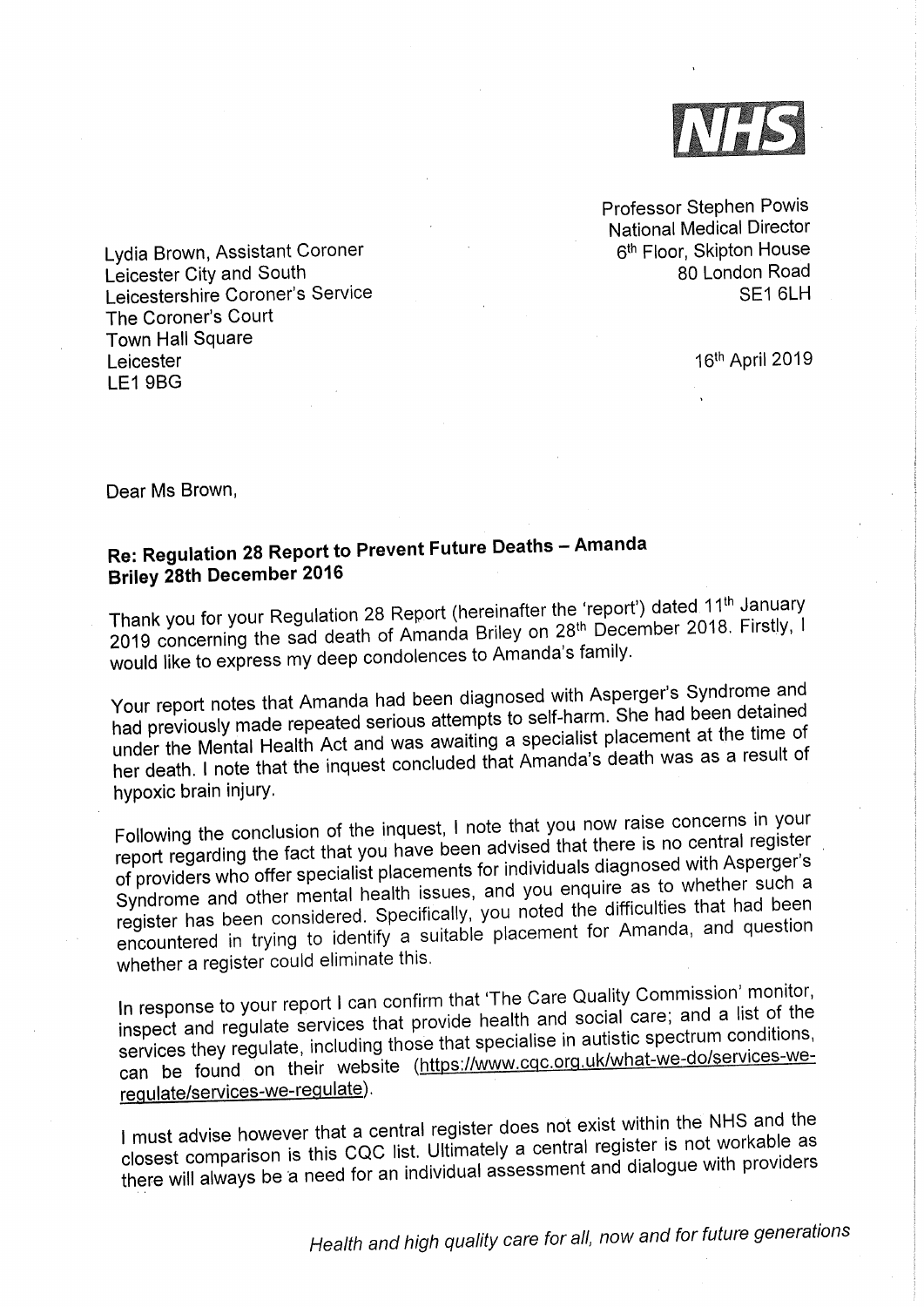NHS

Professor Stephen Powis
National Medical Director
6th Floor, Skipton House
80 London Road
SE1 6LH

Lydia Brown, Assistant Coroner
Leicester City and South
Leicestershire Coroner's Service
The Coroner's Court
Town Hall Square
Leicester
LE1 9BG

16th April 2019

Dear Ms Brown,

**Re: Regulation 28 Report to Prevent Future Deaths – Amanda Briley 28th December 2016**

Thank you for your Regulation 28 Report (hereinafter the 'report') dated 11th January 2019 concerning the sad death of Amanda Briley on 28th December 2018. Firstly, I would like to express my deep condolences to Amanda's family.

Your report notes that Amanda had been diagnosed with Asperger's Syndrome and had previously made repeated serious attempts to self-harm. She had been detained under the Mental Health Act and was awaiting a specialist placement at the time of her death. I note that the inquest concluded that Amanda's death was as a result of hypoxic brain injury.

Following the conclusion of the inquest, I note that you now raise concerns in your report regarding the fact that you have been advised that there is no central register of providers who offer specialist placements for individuals diagnosed with Asperger's Syndrome and other mental health issues, and you enquire as to whether such a register has been considered. Specifically, you noted the difficulties that had been encountered in trying to identify a suitable placement for Amanda, and question whether a register could eliminate this.

In response to your report I can confirm that 'The Care Quality Commission' monitor, inspect and regulate services that provide health and social care; and a list of the services they regulate, including those that specialise in autistic spectrum conditions, can be found on their website (https://www.cqc.org.uk/what-we-do/services-we-regulate/services-we-regulate).

I must advise however that a central register does not exist within the NHS and the closest comparison is this CQC list. Ultimately a central register is not workable as there will always be a need for an individual assessment and dialogue with providers

*Health and high quality care for all, now and for future generations*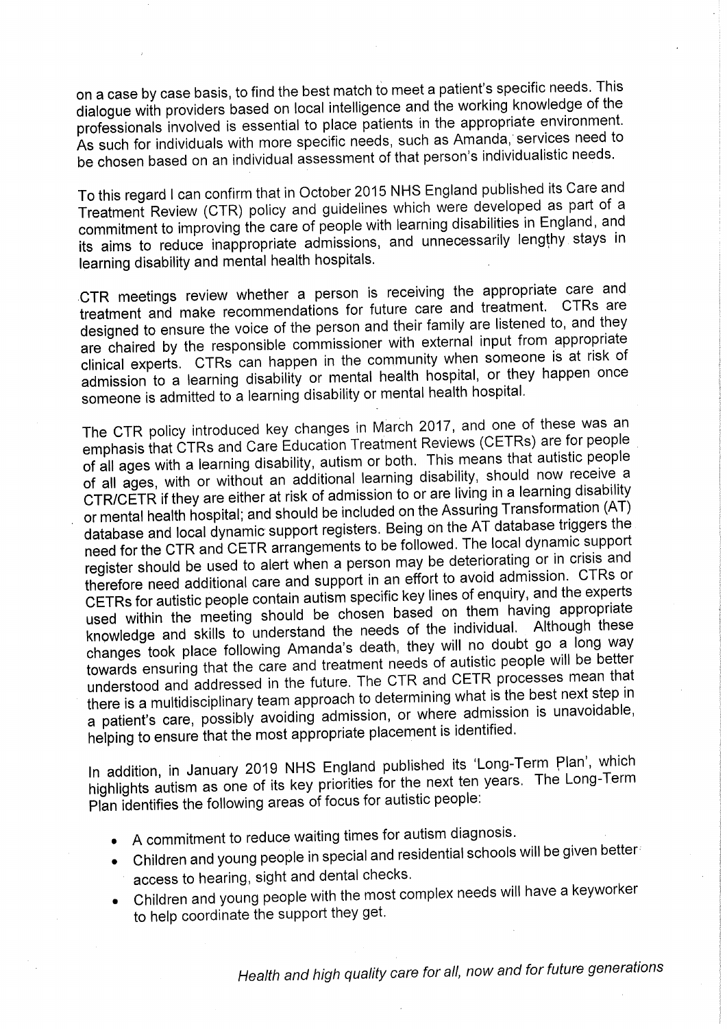on a case by case basis, to find the best match to meet a patient's specific needs. This dialogue with providers based on local intelligence and the working knowledge of the professionals involved is essential to place patients in the appropriate environment. As such for individuals with more specific needs, such as Amanda, services need to be chosen based on an individual assessment of that person's individualistic needs.

To this regard I can confirm that in October 2015 NHS England published its Care and Treatment Review (CTR) policy and guidelines which were developed as part of a commitment to improving the care of people with learning disabilities in England, and its aims to reduce inappropriate admissions, and unnecessarily lengthy stays in learning disability and mental health hospitals.

CTR meetings review whether a person is receiving the appropriate care and treatment and make recommendations for future care and treatment. CTRs are designed to ensure the voice of the person and their family are listened to, and they are chaired by the responsible commissioner with external input from appropriate clinical experts. CTRs can happen in the community when someone is at risk of admission to a learning disability or mental health hospital, or they happen once someone is admitted to a learning disability or mental health hospital.

The CTR policy introduced key changes in March 2017, and one of these was an emphasis that CTRs and Care Education Treatment Reviews (CETRs) are for people of all ages with a learning disability, autism or both. This means that autistic people of all ages, with or without an additional learning disability, should now receive a CTR/CETR if they are either at risk of admission to or are living in a learning disability or mental health hospital; and should be included on the Assuring Transformation (AT) database and local dynamic support registers. Being on the AT database triggers the need for the CTR and CETR arrangements to be followed. The local dynamic support register should be used to alert when a person may be deteriorating or in crisis and therefore need additional care and support in an effort to avoid admission. CTRs or CETRs for autistic people contain autism specific key lines of enquiry, and the experts used within the meeting should be chosen based on them having appropriate knowledge and skills to understand the needs of the individual. Although these changes took place following Amanda's death, they will no doubt go a long way towards ensuring that the care and treatment needs of autistic people will be better understood and addressed in the future. The CTR and CETR processes mean that there is a multidisciplinary team approach to determining what is the best next step in a patient's care, possibly avoiding admission, or where admission is unavoidable, helping to ensure that the most appropriate placement is identified.

In addition, in January 2019 NHS England published its 'Long-Term Plan', which highlights autism as one of its key priorities for the next ten years. The Long-Term Plan identifies the following areas of focus for autistic people:

- A commitment to reduce waiting times for autism diagnosis.
- Children and young people in special and residential schools will be given better access to hearing, sight and dental checks.
- Children and young people with the most complex needs will have a keyworker to help coordinate the support they get.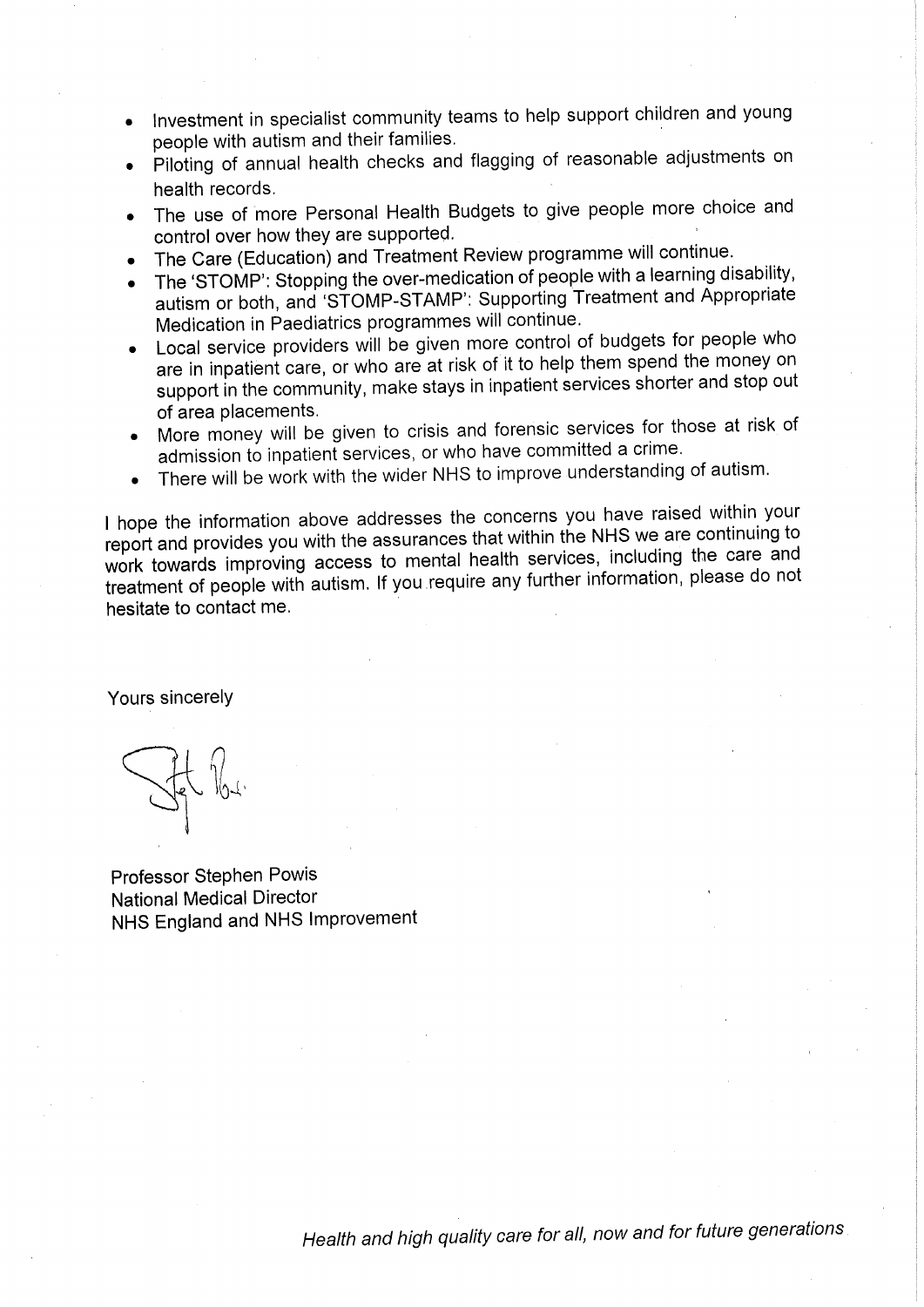- Investment in specialist community teams to help support children and young people with autism and their families.
- Piloting of annual health checks and flagging of reasonable adjustments on health records.
- The use of more Personal Health Budgets to give people more choice and control over how they are supported.
- The Care (Education) and Treatment Review programme will continue.
- The 'STOMP': Stopping the over-medication of people with a learning disability, autism or both, and 'STOMP-STAMP': Supporting Treatment and Appropriate Medication in Paediatrics programmes will continue.
- Local service providers will be given more control of budgets for people who are in inpatient care, or who are at risk of it to help them spend the money on support in the community, make stays in inpatient services shorter and stop out of area placements.
- More money will be given to crisis and forensic services for those at risk of admission to inpatient services, or who have committed a crime.
- There will be work with the wider NHS to improve understanding of autism.

I hope the information above addresses the concerns you have raised within your report and provides you with the assurances that within the NHS we are continuing to work towards improving access to mental health services, including the care and treatment of people with autism. If you require any further information, please do not hesitate to contact me.

Yours sincerely

Professor Stephen Powis
National Medical Director
NHS England and NHS Improvement

*Health and high quality care for all, now and for future generations*